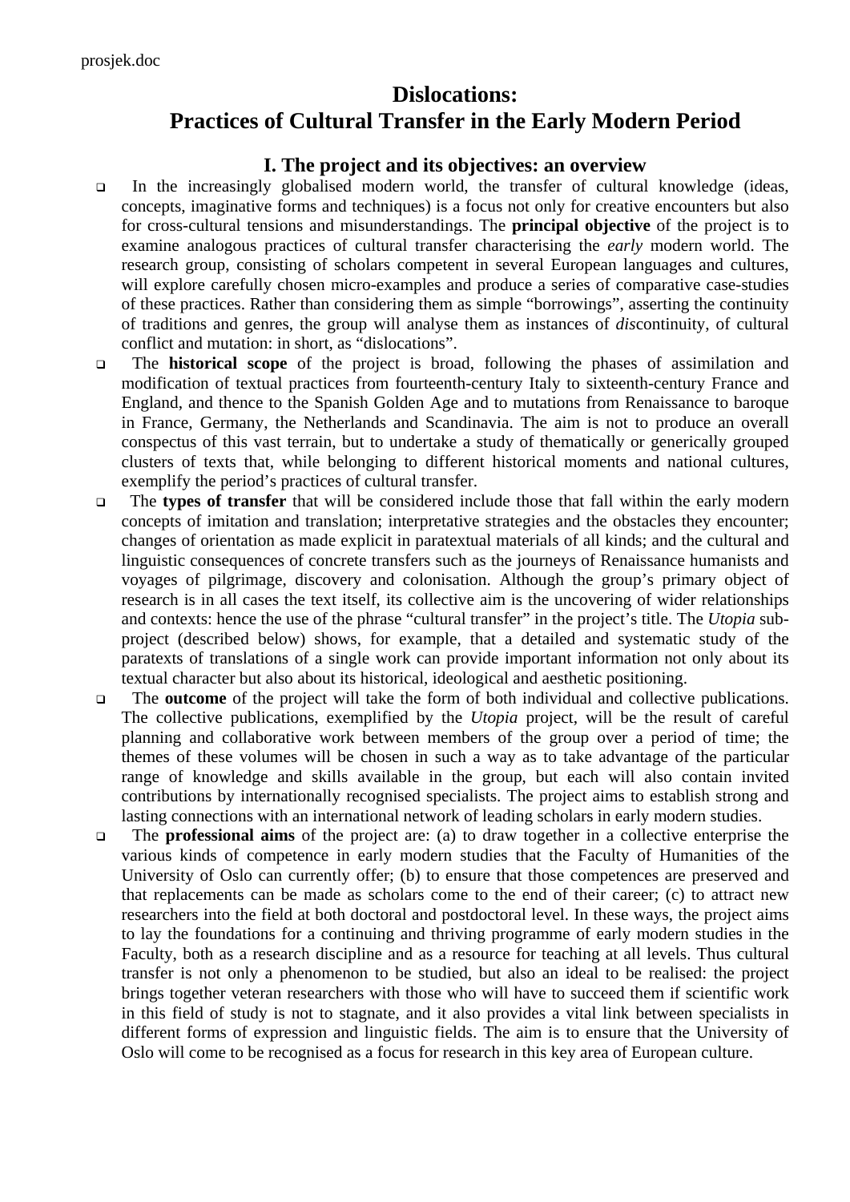prosjek.doc

# Dislocations:
# Practices of Cultural Transfer in the Early Modern Period

## I. The project and its objectives: an overview

- In the increasingly globalised modern world, the transfer of cultural knowledge (ideas, concepts, imaginative forms and techniques) is a focus not only for creative encounters but also for cross-cultural tensions and misunderstandings. The **principal objective** of the project is to examine analogous practices of cultural transfer characterising the *early* modern world. The research group, consisting of scholars competent in several European languages and cultures, will explore carefully chosen micro-examples and produce a series of comparative case-studies of these practices. Rather than considering them as simple "borrowings", asserting the continuity of traditions and genres, the group will analyse them as instances of *dis*continuity, of cultural conflict and mutation: in short, as "dislocations".
- The **historical scope** of the project is broad, following the phases of assimilation and modification of textual practices from fourteenth-century Italy to sixteenth-century France and England, and thence to the Spanish Golden Age and to mutations from Renaissance to baroque in France, Germany, the Netherlands and Scandinavia. The aim is not to produce an overall conspectus of this vast terrain, but to undertake a study of thematically or generically grouped clusters of texts that, while belonging to different historical moments and national cultures, exemplify the period's practices of cultural transfer.
- The **types of transfer** that will be considered include those that fall within the early modern concepts of imitation and translation; interpretative strategies and the obstacles they encounter; changes of orientation as made explicit in paratextual materials of all kinds; and the cultural and linguistic consequences of concrete transfers such as the journeys of Renaissance humanists and voyages of pilgrimage, discovery and colonisation. Although the group's primary object of research is in all cases the text itself, its collective aim is the uncovering of wider relationships and contexts: hence the use of the phrase "cultural transfer" in the project's title. The *Utopia* sub-project (described below) shows, for example, that a detailed and systematic study of the paratexts of translations of a single work can provide important information not only about its textual character but also about its historical, ideological and aesthetic positioning.
- The **outcome** of the project will take the form of both individual and collective publications. The collective publications, exemplified by the *Utopia* project, will be the result of careful planning and collaborative work between members of the group over a period of time; the themes of these volumes will be chosen in such a way as to take advantage of the particular range of knowledge and skills available in the group, but each will also contain invited contributions by internationally recognised specialists. The project aims to establish strong and lasting connections with an international network of leading scholars in early modern studies.
- The **professional aims** of the project are: (a) to draw together in a collective enterprise the various kinds of competence in early modern studies that the Faculty of Humanities of the University of Oslo can currently offer; (b) to ensure that those competences are preserved and that replacements can be made as scholars come to the end of their career; (c) to attract new researchers into the field at both doctoral and postdoctoral level. In these ways, the project aims to lay the foundations for a continuing and thriving programme of early modern studies in the Faculty, both as a research discipline and as a resource for teaching at all levels. Thus cultural transfer is not only a phenomenon to be studied, but also an ideal to be realised: the project brings together veteran researchers with those who will have to succeed them if scientific work in this field of study is not to stagnate, and it also provides a vital link between specialists in different forms of expression and linguistic fields. The aim is to ensure that the University of Oslo will come to be recognised as a focus for research in this key area of European culture.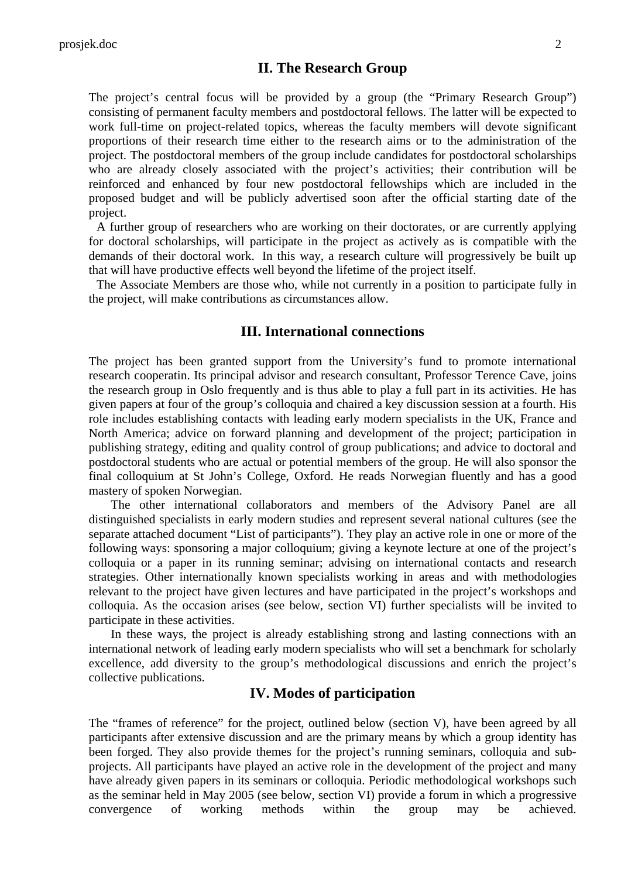## II. The Research Group

The project's central focus will be provided by a group (the "Primary Research Group") consisting of permanent faculty members and postdoctoral fellows. The latter will be expected to work full-time on project-related topics, whereas the faculty members will devote significant proportions of their research time either to the research aims or to the administration of the project. The postdoctoral members of the group include candidates for postdoctoral scholarships who are already closely associated with the project's activities; their contribution will be reinforced and enhanced by four new postdoctoral fellowships which are included in the proposed budget and will be publicly advertised soon after the official starting date of the project.

A further group of researchers who are working on their doctorates, or are currently applying for doctoral scholarships, will participate in the project as actively as is compatible with the demands of their doctoral work. In this way, a research culture will progressively be built up that will have productive effects well beyond the lifetime of the project itself.

The Associate Members are those who, while not currently in a position to participate fully in the project, will make contributions as circumstances allow.

## III. International connections

The project has been granted support from the University's fund to promote international research cooperatin. Its principal advisor and research consultant, Professor Terence Cave, joins the research group in Oslo frequently and is thus able to play a full part in its activities. He has given papers at four of the group's colloquia and chaired a key discussion session at a fourth. His role includes establishing contacts with leading early modern specialists in the UK, France and North America; advice on forward planning and development of the project; participation in publishing strategy, editing and quality control of group publications; and advice to doctoral and postdoctoral students who are actual or potential members of the group. He will also sponsor the final colloquium at St John's College, Oxford. He reads Norwegian fluently and has a good mastery of spoken Norwegian.

The other international collaborators and members of the Advisory Panel are all distinguished specialists in early modern studies and represent several national cultures (see the separate attached document "List of participants"). They play an active role in one or more of the following ways: sponsoring a major colloquium; giving a keynote lecture at one of the project's colloquia or a paper in its running seminar; advising on international contacts and research strategies. Other internationally known specialists working in areas and with methodologies relevant to the project have given lectures and have participated in the project's workshops and colloquia. As the occasion arises (see below, section VI) further specialists will be invited to participate in these activities.

In these ways, the project is already establishing strong and lasting connections with an international network of leading early modern specialists who will set a benchmark for scholarly excellence, add diversity to the group's methodological discussions and enrich the project's collective publications.

## IV. Modes of participation

The "frames of reference" for the project, outlined below (section V), have been agreed by all participants after extensive discussion and are the primary means by which a group identity has been forged. They also provide themes for the project's running seminars, colloquia and sub-projects. All participants have played an active role in the development of the project and many have already given papers in its seminars or colloquia. Periodic methodological workshops such as the seminar held in May 2005 (see below, section VI) provide a forum in which a progressive convergence of working methods within the group may be achieved.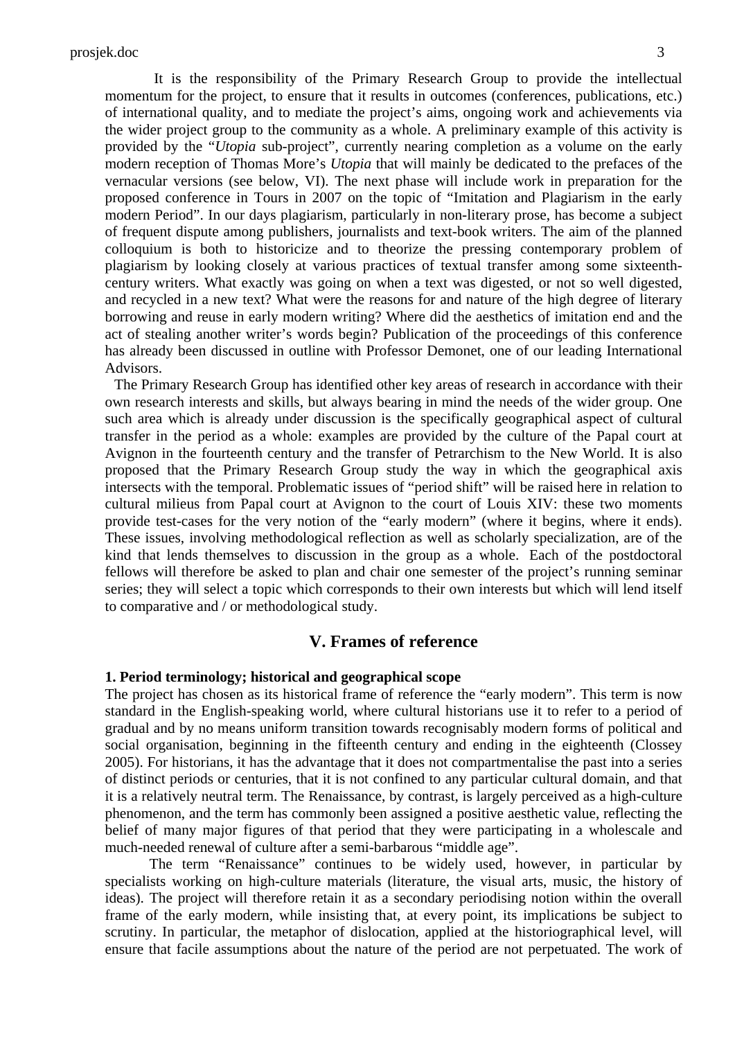It is the responsibility of the Primary Research Group to provide the intellectual momentum for the project, to ensure that it results in outcomes (conferences, publications, etc.) of international quality, and to mediate the project's aims, ongoing work and achievements via the wider project group to the community as a whole. A preliminary example of this activity is provided by the "*Utopia* sub-project", currently nearing completion as a volume on the early modern reception of Thomas More's *Utopia* that will mainly be dedicated to the prefaces of the vernacular versions (see below, VI). The next phase will include work in preparation for the proposed conference in Tours in 2007 on the topic of "Imitation and Plagiarism in the early modern Period". In our days plagiarism, particularly in non-literary prose, has become a subject of frequent dispute among publishers, journalists and text-book writers. The aim of the planned colloquium is both to historicize and to theorize the pressing contemporary problem of plagiarism by looking closely at various practices of textual transfer among some sixteenth-century writers. What exactly was going on when a text was digested, or not so well digested, and recycled in a new text? What were the reasons for and nature of the high degree of literary borrowing and reuse in early modern writing? Where did the aesthetics of imitation end and the act of stealing another writer's words begin? Publication of the proceedings of this conference has already been discussed in outline with Professor Demonet, one of our leading International Advisors.

The Primary Research Group has identified other key areas of research in accordance with their own research interests and skills, but always bearing in mind the needs of the wider group. One such area which is already under discussion is the specifically geographical aspect of cultural transfer in the period as a whole: examples are provided by the culture of the Papal court at Avignon in the fourteenth century and the transfer of Petrarchism to the New World. It is also proposed that the Primary Research Group study the way in which the geographical axis intersects with the temporal. Problematic issues of "period shift" will be raised here in relation to cultural milieus from Papal court at Avignon to the court of Louis XIV: these two moments provide test-cases for the very notion of the "early modern" (where it begins, where it ends). These issues, involving methodological reflection as well as scholarly specialization, are of the kind that lends themselves to discussion in the group as a whole. Each of the postdoctoral fellows will therefore be asked to plan and chair one semester of the project's running seminar series; they will select a topic which corresponds to their own interests but which will lend itself to comparative and / or methodological study.

## V. Frames of reference

### 1. Period terminology; historical and geographical scope

The project has chosen as its historical frame of reference the "early modern". This term is now standard in the English-speaking world, where cultural historians use it to refer to a period of gradual and by no means uniform transition towards recognisably modern forms of political and social organisation, beginning in the fifteenth century and ending in the eighteenth (Clossey 2005). For historians, it has the advantage that it does not compartmentalise the past into a series of distinct periods or centuries, that it is not confined to any particular cultural domain, and that it is a relatively neutral term. The Renaissance, by contrast, is largely perceived as a high-culture phenomenon, and the term has commonly been assigned a positive aesthetic value, reflecting the belief of many major figures of that period that they were participating in a wholescale and much-needed renewal of culture after a semi-barbarous "middle age".

The term "Renaissance" continues to be widely used, however, in particular by specialists working on high-culture materials (literature, the visual arts, music, the history of ideas). The project will therefore retain it as a secondary periodising notion within the overall frame of the early modern, while insisting that, at every point, its implications be subject to scrutiny. In particular, the metaphor of dislocation, applied at the historiographical level, will ensure that facile assumptions about the nature of the period are not perpetuated. The work of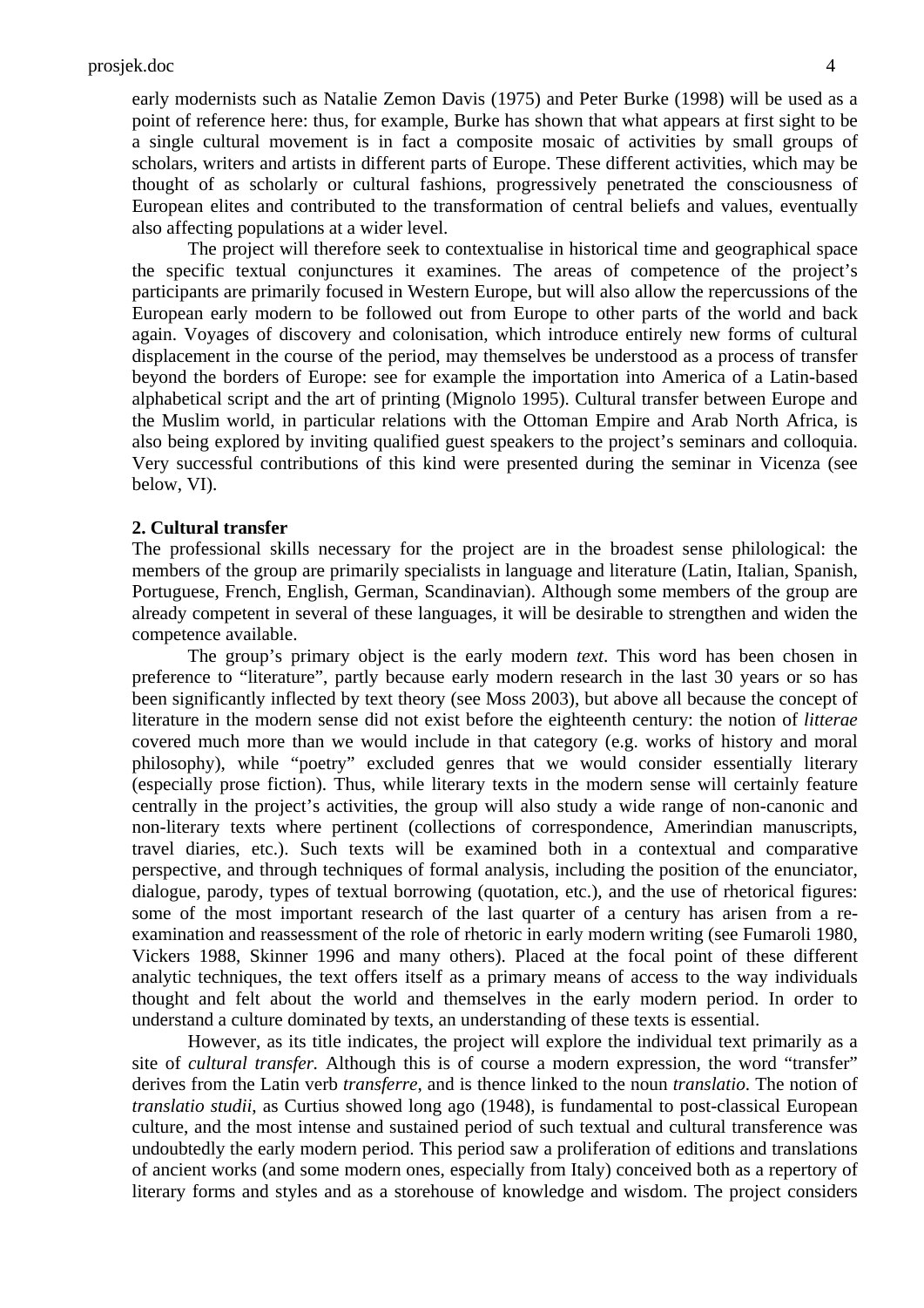early modernists such as Natalie Zemon Davis (1975) and Peter Burke (1998) will be used as a point of reference here: thus, for example, Burke has shown that what appears at first sight to be a single cultural movement is in fact a composite mosaic of activities by small groups of scholars, writers and artists in different parts of Europe. These different activities, which may be thought of as scholarly or cultural fashions, progressively penetrated the consciousness of European elites and contributed to the transformation of central beliefs and values, eventually also affecting populations at a wider level.

The project will therefore seek to contextualise in historical time and geographical space the specific textual conjunctures it examines. The areas of competence of the project's participants are primarily focused in Western Europe, but will also allow the repercussions of the European early modern to be followed out from Europe to other parts of the world and back again. Voyages of discovery and colonisation, which introduce entirely new forms of cultural displacement in the course of the period, may themselves be understood as a process of transfer beyond the borders of Europe: see for example the importation into America of a Latin-based alphabetical script and the art of printing (Mignolo 1995). Cultural transfer between Europe and the Muslim world, in particular relations with the Ottoman Empire and Arab North Africa, is also being explored by inviting qualified guest speakers to the project's seminars and colloquia. Very successful contributions of this kind were presented during the seminar in Vicenza (see below, VI).

**2. Cultural transfer**

The professional skills necessary for the project are in the broadest sense philological: the members of the group are primarily specialists in language and literature (Latin, Italian, Spanish, Portuguese, French, English, German, Scandinavian). Although some members of the group are already competent in several of these languages, it will be desirable to strengthen and widen the competence available.

The group's primary object is the early modern *text*. This word has been chosen in preference to "literature", partly because early modern research in the last 30 years or so has been significantly inflected by text theory (see Moss 2003), but above all because the concept of literature in the modern sense did not exist before the eighteenth century: the notion of *litterae* covered much more than we would include in that category (e.g. works of history and moral philosophy), while "poetry" excluded genres that we would consider essentially literary (especially prose fiction). Thus, while literary texts in the modern sense will certainly feature centrally in the project's activities, the group will also study a wide range of non-canonic and non-literary texts where pertinent (collections of correspondence, Amerindian manuscripts, travel diaries, etc.). Such texts will be examined both in a contextual and comparative perspective, and through techniques of formal analysis, including the position of the enunciator, dialogue, parody, types of textual borrowing (quotation, etc.), and the use of rhetorical figures: some of the most important research of the last quarter of a century has arisen from a re-examination and reassessment of the role of rhetoric in early modern writing (see Fumaroli 1980, Vickers 1988, Skinner 1996 and many others). Placed at the focal point of these different analytic techniques, the text offers itself as a primary means of access to the way individuals thought and felt about the world and themselves in the early modern period. In order to understand a culture dominated by texts, an understanding of these texts is essential.

However, as its title indicates, the project will explore the individual text primarily as a site of *cultural transfer.* Although this is of course a modern expression, the word "transfer" derives from the Latin verb *transferre*, and is thence linked to the noun *translatio*. The notion of *translatio studii*, as Curtius showed long ago (1948), is fundamental to post-classical European culture, and the most intense and sustained period of such textual and cultural transference was undoubtedly the early modern period. This period saw a proliferation of editions and translations of ancient works (and some modern ones, especially from Italy) conceived both as a repertory of literary forms and styles and as a storehouse of knowledge and wisdom. The project considers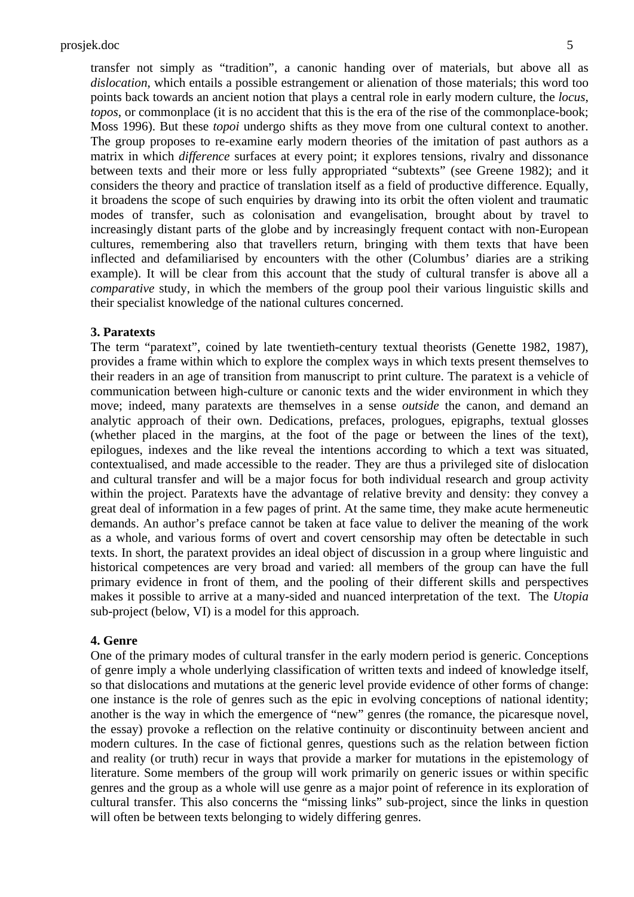transfer not simply as "tradition", a canonic handing over of materials, but above all as *dislocation*, which entails a possible estrangement or alienation of those materials; this word too points back towards an ancient notion that plays a central role in early modern culture, the *locus*, *topos*, or commonplace (it is no accident that this is the era of the rise of the commonplace-book; Moss 1996). But these *topoi* undergo shifts as they move from one cultural context to another. The group proposes to re-examine early modern theories of the imitation of past authors as a matrix in which *difference* surfaces at every point; it explores tensions, rivalry and dissonance between texts and their more or less fully appropriated "subtexts" (see Greene 1982); and it considers the theory and practice of translation itself as a field of productive difference. Equally, it broadens the scope of such enquiries by drawing into its orbit the often violent and traumatic modes of transfer, such as colonisation and evangelisation, brought about by travel to increasingly distant parts of the globe and by increasingly frequent contact with non-European cultures, remembering also that travellers return, bringing with them texts that have been inflected and defamiliarised by encounters with the other (Columbus' diaries are a striking example). It will be clear from this account that the study of cultural transfer is above all a *comparative* study, in which the members of the group pool their various linguistic skills and their specialist knowledge of the national cultures concerned.

**3. Paratexts**

The term "paratext", coined by late twentieth-century textual theorists (Genette 1982, 1987), provides a frame within which to explore the complex ways in which texts present themselves to their readers in an age of transition from manuscript to print culture. The paratext is a vehicle of communication between high-culture or canonic texts and the wider environment in which they move; indeed, many paratexts are themselves in a sense *outside* the canon, and demand an analytic approach of their own. Dedications, prefaces, prologues, epigraphs, textual glosses (whether placed in the margins, at the foot of the page or between the lines of the text), epilogues, indexes and the like reveal the intentions according to which a text was situated, contextualised, and made accessible to the reader. They are thus a privileged site of dislocation and cultural transfer and will be a major focus for both individual research and group activity within the project. Paratexts have the advantage of relative brevity and density: they convey a great deal of information in a few pages of print. At the same time, they make acute hermeneutic demands. An author's preface cannot be taken at face value to deliver the meaning of the work as a whole, and various forms of overt and covert censorship may often be detectable in such texts. In short, the paratext provides an ideal object of discussion in a group where linguistic and historical competences are very broad and varied: all members of the group can have the full primary evidence in front of them, and the pooling of their different skills and perspectives makes it possible to arrive at a many-sided and nuanced interpretation of the text. The *Utopia* sub-project (below, VI) is a model for this approach.

**4. Genre**

One of the primary modes of cultural transfer in the early modern period is generic. Conceptions of genre imply a whole underlying classification of written texts and indeed of knowledge itself, so that dislocations and mutations at the generic level provide evidence of other forms of change: one instance is the role of genres such as the epic in evolving conceptions of national identity; another is the way in which the emergence of "new" genres (the romance, the picaresque novel, the essay) provoke a reflection on the relative continuity or discontinuity between ancient and modern cultures. In the case of fictional genres, questions such as the relation between fiction and reality (or truth) recur in ways that provide a marker for mutations in the epistemology of literature. Some members of the group will work primarily on generic issues or within specific genres and the group as a whole will use genre as a major point of reference in its exploration of cultural transfer. This also concerns the "missing links" sub-project, since the links in question will often be between texts belonging to widely differing genres.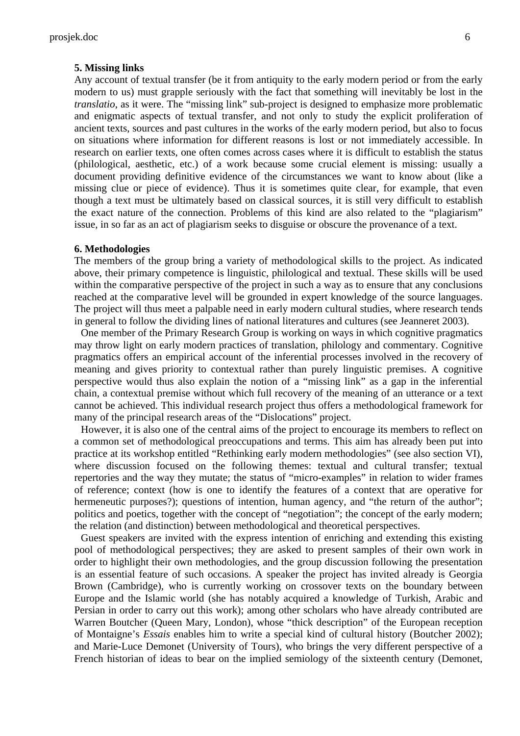**5. Missing links**

Any account of textual transfer (be it from antiquity to the early modern period or from the early modern to us) must grapple seriously with the fact that something will inevitably be lost in the *translatio*, as it were. The "missing link" sub-project is designed to emphasize more problematic and enigmatic aspects of textual transfer, and not only to study the explicit proliferation of ancient texts, sources and past cultures in the works of the early modern period, but also to focus on situations where information for different reasons is lost or not immediately accessible. In research on earlier texts, one often comes across cases where it is difficult to establish the status (philological, aesthetic, etc.) of a work because some crucial element is missing: usually a document providing definitive evidence of the circumstances we want to know about (like a missing clue or piece of evidence). Thus it is sometimes quite clear, for example, that even though a text must be ultimately based on classical sources, it is still very difficult to establish the exact nature of the connection. Problems of this kind are also related to the "plagiarism" issue, in so far as an act of plagiarism seeks to disguise or obscure the provenance of a text.

**6. Methodologies**

The members of the group bring a variety of methodological skills to the project. As indicated above, their primary competence is linguistic, philological and textual. These skills will be used within the comparative perspective of the project in such a way as to ensure that any conclusions reached at the comparative level will be grounded in expert knowledge of the source languages. The project will thus meet a palpable need in early modern cultural studies, where research tends in general to follow the dividing lines of national literatures and cultures (see Jeanneret 2003).

One member of the Primary Research Group is working on ways in which cognitive pragmatics may throw light on early modern practices of translation, philology and commentary. Cognitive pragmatics offers an empirical account of the inferential processes involved in the recovery of meaning and gives priority to contextual rather than purely linguistic premises. A cognitive perspective would thus also explain the notion of a "missing link" as a gap in the inferential chain, a contextual premise without which full recovery of the meaning of an utterance or a text cannot be achieved. This individual research project thus offers a methodological framework for many of the principal research areas of the "Dislocations" project.

However, it is also one of the central aims of the project to encourage its members to reflect on a common set of methodological preoccupations and terms. This aim has already been put into practice at its workshop entitled "Rethinking early modern methodologies" (see also section VI), where discussion focused on the following themes: textual and cultural transfer; textual repertories and the way they mutate; the status of "micro-examples" in relation to wider frames of reference; context (how is one to identify the features of a context that are operative for hermeneutic purposes?); questions of intention, human agency, and "the return of the author"; politics and poetics, together with the concept of "negotiation"; the concept of the early modern; the relation (and distinction) between methodological and theoretical perspectives.

Guest speakers are invited with the express intention of enriching and extending this existing pool of methodological perspectives; they are asked to present samples of their own work in order to highlight their own methodologies, and the group discussion following the presentation is an essential feature of such occasions. A speaker the project has invited already is Georgia Brown (Cambridge), who is currently working on crossover texts on the boundary between Europe and the Islamic world (she has notably acquired a knowledge of Turkish, Arabic and Persian in order to carry out this work); among other scholars who have already contributed are Warren Boutcher (Queen Mary, London), whose "thick description" of the European reception of Montaigne's *Essais* enables him to write a special kind of cultural history (Boutcher 2002); and Marie-Luce Demonet (University of Tours), who brings the very different perspective of a French historian of ideas to bear on the implied semiology of the sixteenth century (Demonet,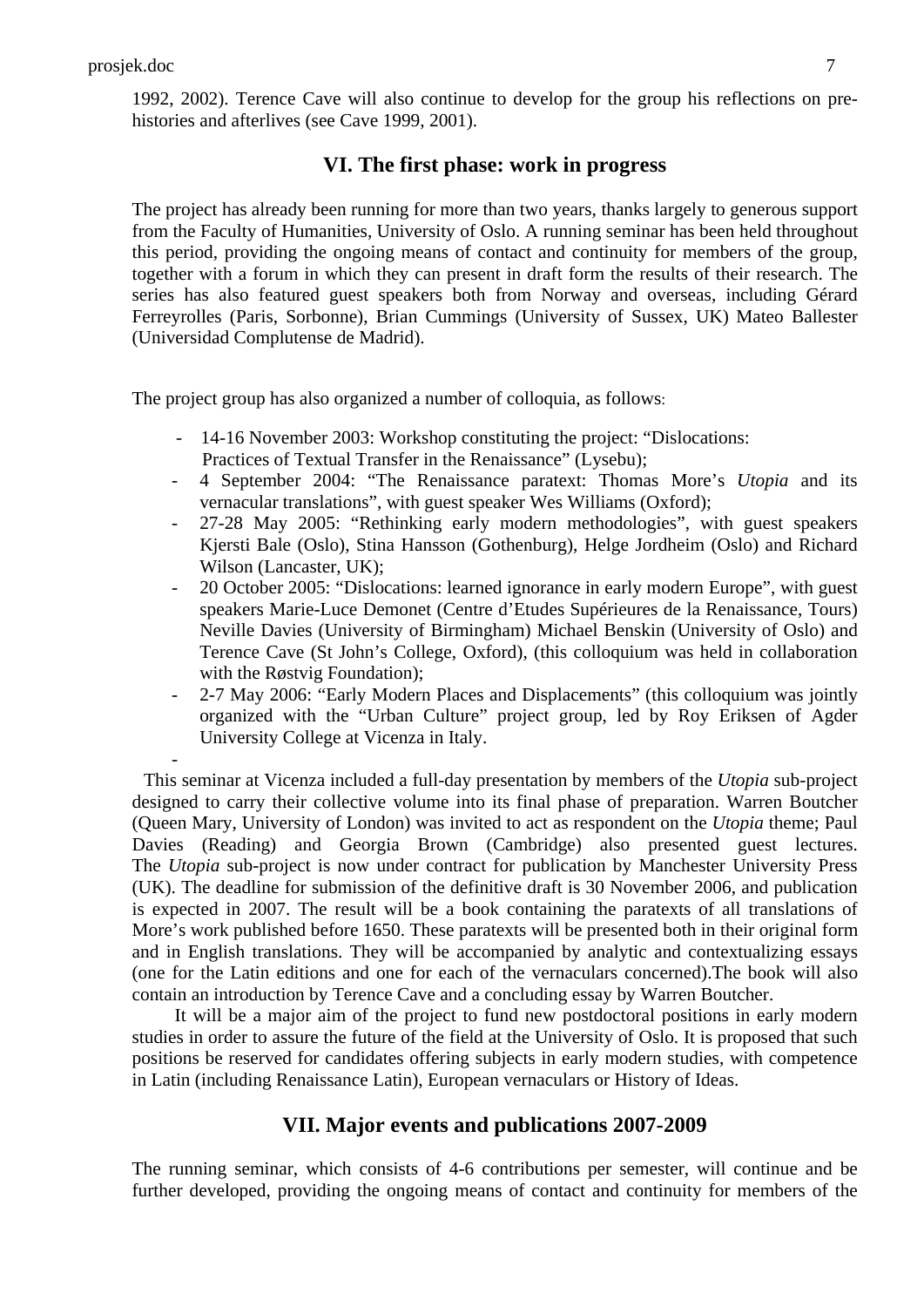1992, 2002). Terence Cave will also continue to develop for the group his reflections on pre-histories and afterlives (see Cave 1999, 2001).

## VI. The first phase: work in progress

The project has already been running for more than two years, thanks largely to generous support from the Faculty of Humanities, University of Oslo. A running seminar has been held throughout this period, providing the ongoing means of contact and continuity for members of the group, together with a forum in which they can present in draft form the results of their research. The series has also featured guest speakers both from Norway and overseas, including Gérard Ferreyrolles (Paris, Sorbonne), Brian Cummings (University of Sussex, UK) Mateo Ballester (Universidad Complutense de Madrid).

The project group has also organized a number of colloquia, as follows:

- 14-16 November 2003: Workshop constituting the project: “Dislocations: Practices of Textual Transfer in the Renaissance” (Lysebu);
- 4 September 2004: “The Renaissance paratext: Thomas More’s *Utopia* and its vernacular translations”, with guest speaker Wes Williams (Oxford);
- 27-28 May 2005: “Rethinking early modern methodologies”, with guest speakers Kjersti Bale (Oslo), Stina Hansson (Gothenburg), Helge Jordheim (Oslo) and Richard Wilson (Lancaster, UK);
- 20 October 2005: “Dislocations: learned ignorance in early modern Europe”, with guest speakers Marie-Luce Demonet (Centre d’Etudes Supérieures de la Renaissance, Tours) Neville Davies (University of Birmingham) Michael Benskin (University of Oslo) and Terence Cave (St John’s College, Oxford), (this colloquium was held in collaboration with the Røstvig Foundation);
- 2-7 May 2006: “Early Modern Places and Displacements” (this colloquium was jointly organized with the “Urban Culture” project group, led by Roy Eriksen of Agder University College at Vicenza in Italy.
-

This seminar at Vicenza included a full-day presentation by members of the *Utopia* sub-project designed to carry their collective volume into its final phase of preparation. Warren Boutcher (Queen Mary, University of London) was invited to act as respondent on the *Utopia* theme; Paul Davies (Reading) and Georgia Brown (Cambridge) also presented guest lectures. The *Utopia* sub-project is now under contract for publication by Manchester University Press (UK). The deadline for submission of the definitive draft is 30 November 2006, and publication is expected in 2007. The result will be a book containing the paratexts of all translations of More’s work published before 1650. These paratexts will be presented both in their original form and in English translations. They will be accompanied by analytic and contextualizing essays (one for the Latin editions and one for each of the vernaculars concerned).The book will also contain an introduction by Terence Cave and a concluding essay by Warren Boutcher.

It will be a major aim of the project to fund new postdoctoral positions in early modern studies in order to assure the future of the field at the University of Oslo. It is proposed that such positions be reserved for candidates offering subjects in early modern studies, with competence in Latin (including Renaissance Latin), European vernaculars or History of Ideas.

## VII. Major events and publications 2007-2009

The running seminar, which consists of 4-6 contributions per semester, will continue and be further developed, providing the ongoing means of contact and continuity for members of the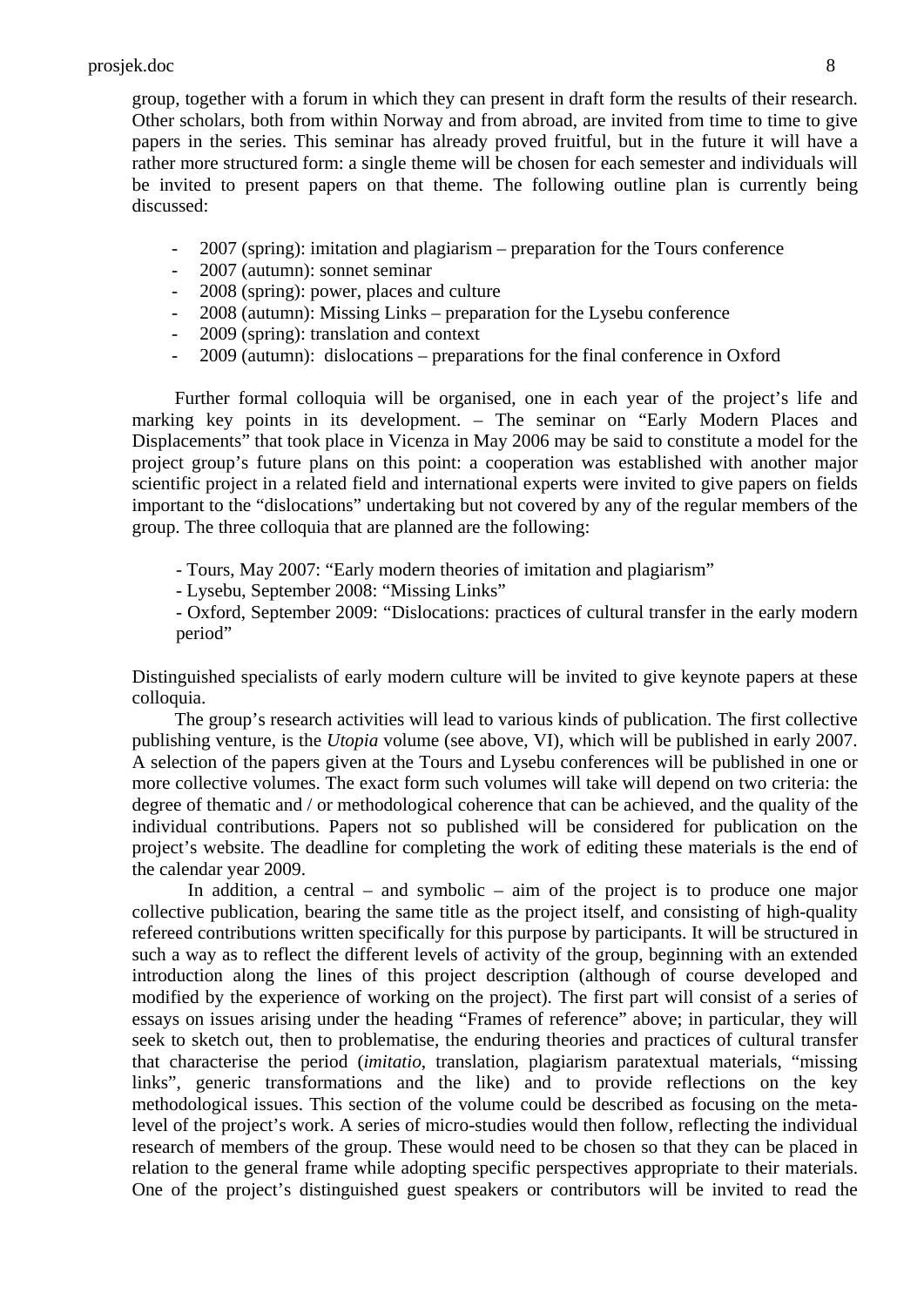group, together with a forum in which they can present in draft form the results of their research. Other scholars, both from within Norway and from abroad, are invited from time to time to give papers in the series. This seminar has already proved fruitful, but in the future it will have a rather more structured form: a single theme will be chosen for each semester and individuals will be invited to present papers on that theme. The following outline plan is currently being discussed:

- 2007 (spring): imitation and plagiarism – preparation for the Tours conference
- 2007 (autumn): sonnet seminar
- 2008 (spring): power, places and culture
- 2008 (autumn): Missing Links – preparation for the Lysebu conference
- 2009 (spring): translation and context
- 2009 (autumn): dislocations – preparations for the final conference in Oxford

Further formal colloquia will be organised, one in each year of the project's life and marking key points in its development. – The seminar on "Early Modern Places and Displacements" that took place in Vicenza in May 2006 may be said to constitute a model for the project group's future plans on this point: a cooperation was established with another major scientific project in a related field and international experts were invited to give papers on fields important to the "dislocations" undertaking but not covered by any of the regular members of the group. The three colloquia that are planned are the following:

- Tours, May 2007: "Early modern theories of imitation and plagiarism"
- Lysebu, September 2008: "Missing Links"
- Oxford, September 2009: "Dislocations: practices of cultural transfer in the early modern period"

Distinguished specialists of early modern culture will be invited to give keynote papers at these colloquia.

The group's research activities will lead to various kinds of publication. The first collective publishing venture, is the *Utopia* volume (see above, VI), which will be published in early 2007. A selection of the papers given at the Tours and Lysebu conferences will be published in one or more collective volumes. The exact form such volumes will take will depend on two criteria: the degree of thematic and / or methodological coherence that can be achieved, and the quality of the individual contributions. Papers not so published will be considered for publication on the project's website. The deadline for completing the work of editing these materials is the end of the calendar year 2009.

In addition, a central – and symbolic – aim of the project is to produce one major collective publication, bearing the same title as the project itself, and consisting of high-quality refereed contributions written specifically for this purpose by participants. It will be structured in such a way as to reflect the different levels of activity of the group, beginning with an extended introduction along the lines of this project description (although of course developed and modified by the experience of working on the project). The first part will consist of a series of essays on issues arising under the heading "Frames of reference" above; in particular, they will seek to sketch out, then to problematise, the enduring theories and practices of cultural transfer that characterise the period (*imitatio*, translation, plagiarism paratextual materials, "missing links", generic transformations and the like) and to provide reflections on the key methodological issues. This section of the volume could be described as focusing on the meta-level of the project's work. A series of micro-studies would then follow, reflecting the individual research of members of the group. These would need to be chosen so that they can be placed in relation to the general frame while adopting specific perspectives appropriate to their materials. One of the project's distinguished guest speakers or contributors will be invited to read the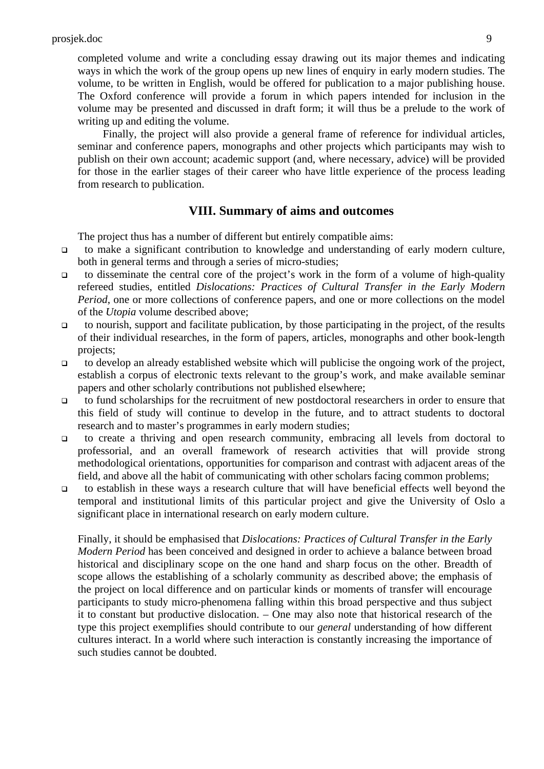completed volume and write a concluding essay drawing out its major themes and indicating ways in which the work of the group opens up new lines of enquiry in early modern studies. The volume, to be written in English, would be offered for publication to a major publishing house. The Oxford conference will provide a forum in which papers intended for inclusion in the volume may be presented and discussed in draft form; it will thus be a prelude to the work of writing up and editing the volume.

Finally, the project will also provide a general frame of reference for individual articles, seminar and conference papers, monographs and other projects which participants may wish to publish on their own account; academic support (and, where necessary, advice) will be provided for those in the earlier stages of their career who have little experience of the process leading from research to publication.

## VIII. Summary of aims and outcomes

The project thus has a number of different but entirely compatible aims:

- to make a significant contribution to knowledge and understanding of early modern culture, both in general terms and through a series of micro-studies;
- to disseminate the central core of the project's work in the form of a volume of high-quality refereed studies, entitled *Dislocations: Practices of Cultural Transfer in the Early Modern Period*, one or more collections of conference papers, and one or more collections on the model of the *Utopia* volume described above;
- to nourish, support and facilitate publication, by those participating in the project, of the results of their individual researches, in the form of papers, articles, monographs and other book-length projects;
- to develop an already established website which will publicise the ongoing work of the project, establish a corpus of electronic texts relevant to the group's work, and make available seminar papers and other scholarly contributions not published elsewhere;
- to fund scholarships for the recruitment of new postdoctoral researchers in order to ensure that this field of study will continue to develop in the future, and to attract students to doctoral research and to master's programmes in early modern studies;
- to create a thriving and open research community, embracing all levels from doctoral to professorial, and an overall framework of research activities that will provide strong methodological orientations, opportunities for comparison and contrast with adjacent areas of the field, and above all the habit of communicating with other scholars facing common problems;
- to establish in these ways a research culture that will have beneficial effects well beyond the temporal and institutional limits of this particular project and give the University of Oslo a significant place in international research on early modern culture.

Finally, it should be emphasised that *Dislocations: Practices of Cultural Transfer in the Early Modern Period* has been conceived and designed in order to achieve a balance between broad historical and disciplinary scope on the one hand and sharp focus on the other. Breadth of scope allows the establishing of a scholarly community as described above; the emphasis of the project on local difference and on particular kinds or moments of transfer will encourage participants to study micro-phenomena falling within this broad perspective and thus subject it to constant but productive dislocation. – One may also note that historical research of the type this project exemplifies should contribute to our *general* understanding of how different cultures interact. In a world where such interaction is constantly increasing the importance of such studies cannot be doubted.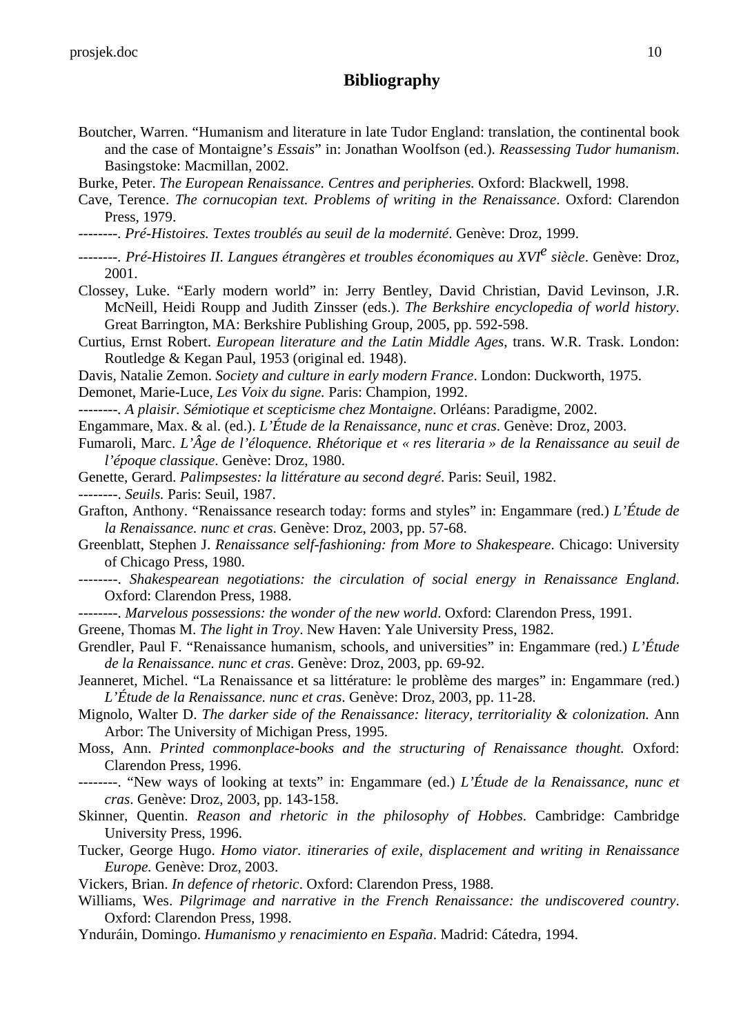## Bibliography

Boutcher, Warren. "Humanism and literature in late Tudor England: translation, the continental book and the case of Montaigne's *Essais*" in: Jonathan Woolfson (ed.). *Reassessing Tudor humanism*. Basingstoke: Macmillan, 2002.

Burke, Peter. *The European Renaissance. Centres and peripheries.* Oxford: Blackwell, 1998.

Cave, Terence. *The cornucopian text. Problems of writing in the Renaissance*. Oxford: Clarendon Press, 1979.

--------. *Pré-Histoires. Textes troublés au seuil de la modernité*. Genève: Droz, 1999.

--------. *Pré-Histoires II. Langues étrangères et troubles économiques au XVI$^{e}$ siècle*. Genève: Droz, 2001.

Clossey, Luke. "Early modern world" in: Jerry Bentley, David Christian, David Levinson, J.R. McNeill, Heidi Roupp and Judith Zinsser (eds.). *The Berkshire encyclopedia of world history*. Great Barrington, MA: Berkshire Publishing Group, 2005, pp. 592-598.

Curtius, Ernst Robert. *European literature and the Latin Middle Ages*, trans. W.R. Trask. London: Routledge & Kegan Paul, 1953 (original ed. 1948).

Davis, Natalie Zemon. *Society and culture in early modern France*. London: Duckworth, 1975.

Demonet, Marie-Luce, *Les Voix du signe.* Paris: Champion, 1992.

--------. *A plaisir. Sémiotique et scepticisme chez Montaigne*. Orléans: Paradigme, 2002.

Engammare, Max. & al. (ed.). *L'Étude de la Renaissance, nunc et cras*. Genève: Droz, 2003.

Fumaroli, Marc. *L'Âge de l'éloquence. Rhétorique et « res literaria » de la Renaissance au seuil de l'époque classique*. Genève: Droz, 1980.

Genette, Gerard. *Palimpsestes: la littérature au second degré*. Paris: Seuil, 1982.

--------. *Seuils.* Paris: Seuil, 1987.

Grafton, Anthony. "Renaissance research today: forms and styles" in: Engammare (red.) *L'Étude de la Renaissance. nunc et cras*. Genève: Droz, 2003, pp. 57-68.

Greenblatt, Stephen J. *Renaissance self-fashioning: from More to Shakespeare*. Chicago: University of Chicago Press, 1980.

--------. *Shakespearean negotiations: the circulation of social energy in Renaissance England*. Oxford: Clarendon Press, 1988.

--------. *Marvelous possessions: the wonder of the new world*. Oxford: Clarendon Press, 1991.

Greene, Thomas M. *The light in Troy*. New Haven: Yale University Press, 1982.

Grendler, Paul F. "Renaissance humanism, schools, and universities" in: Engammare (red.) *L'Étude de la Renaissance. nunc et cras*. Genève: Droz, 2003, pp. 69-92.

Jeanneret, Michel. "La Renaissance et sa littérature: le problème des marges" in: Engammare (red.) *L'Étude de la Renaissance. nunc et cras*. Genève: Droz, 2003, pp. 11-28.

Mignolo, Walter D. *The darker side of the Renaissance: literacy, territoriality & colonization.* Ann Arbor: The University of Michigan Press, 1995.

Moss, Ann. *Printed commonplace-books and the structuring of Renaissance thought.* Oxford: Clarendon Press, 1996.

--------. "New ways of looking at texts" in: Engammare (ed.) *L'Étude de la Renaissance, nunc et cras*. Genève: Droz, 2003, pp. 143-158.

Skinner, Quentin. *Reason and rhetoric in the philosophy of Hobbes*. Cambridge: Cambridge University Press, 1996.

Tucker, George Hugo. *Homo viator. itineraries of exile, displacement and writing in Renaissance Europe.* Genève: Droz, 2003.

Vickers, Brian. *In defence of rhetoric*. Oxford: Clarendon Press, 1988.

Williams, Wes. *Pilgrimage and narrative in the French Renaissance: the undiscovered country*. Oxford: Clarendon Press, 1998.

Ynduráin, Domingo. *Humanismo y renacimiento en España*. Madrid: Cátedra, 1994.